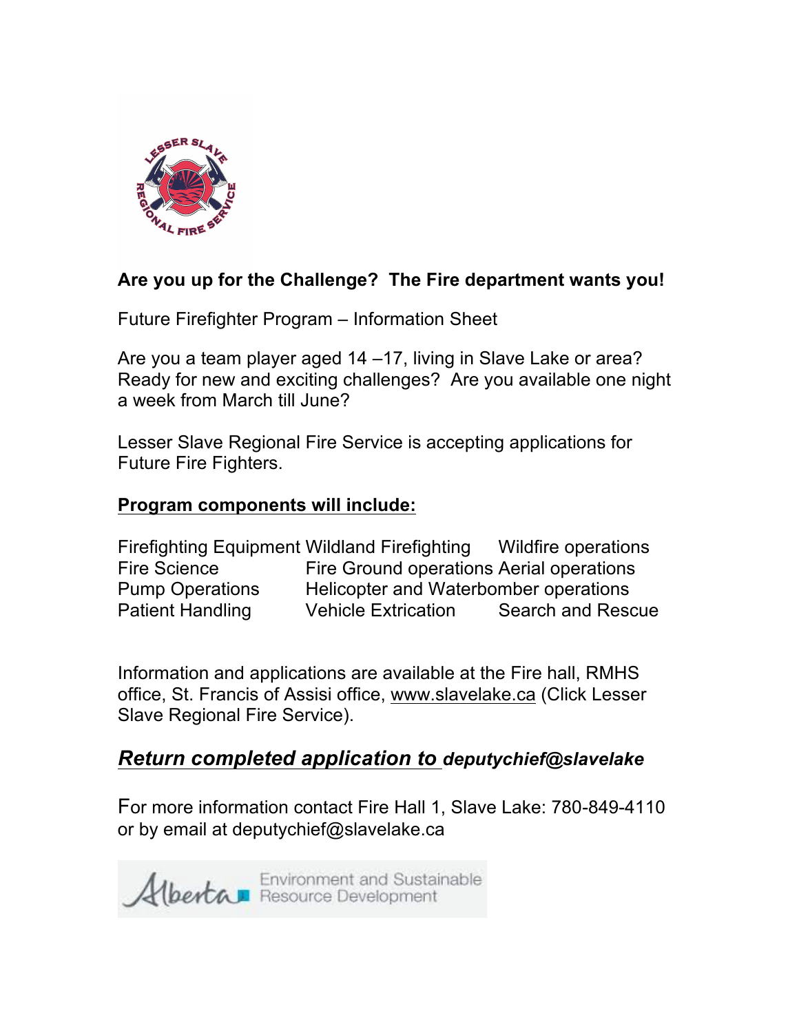**Are you up for the Challenge? The Fire department wants you!**

Future Firefighter Program – Information Sheet

Are you a team player aged 14 –17, living in Slave Lake or area? Ready for new and exciting challenges? Are you available one night a week from March till June?

Lesser Slave Regional Fire Service is accepting applications for Future Fire Fighters.

**<u>Program components will include:</u>**

| | | |
|---|---|---|
| Firefighting Equipment | Wildland Firefighting | Wildfire operations |
| Fire Science | Fire Ground operations | Aerial operations |
| Pump Operations | Helicopter and Waterbomber operations | |
| Patient Handling | Vehicle Extrication | Search and Rescue |

Information and applications are available at the Fire hall, RMHS office, St. Francis of Assisi office, www.slavelake.ca (Click Lesser Slave Regional Fire Service).

***<u>Return completed application to</u> deputychief@slavelake***

For more information contact Fire Hall 1, Slave Lake: 780-849-4110 or by email at deputychief@slavelake.ca

Alberta Environment and Sustainable Resource Development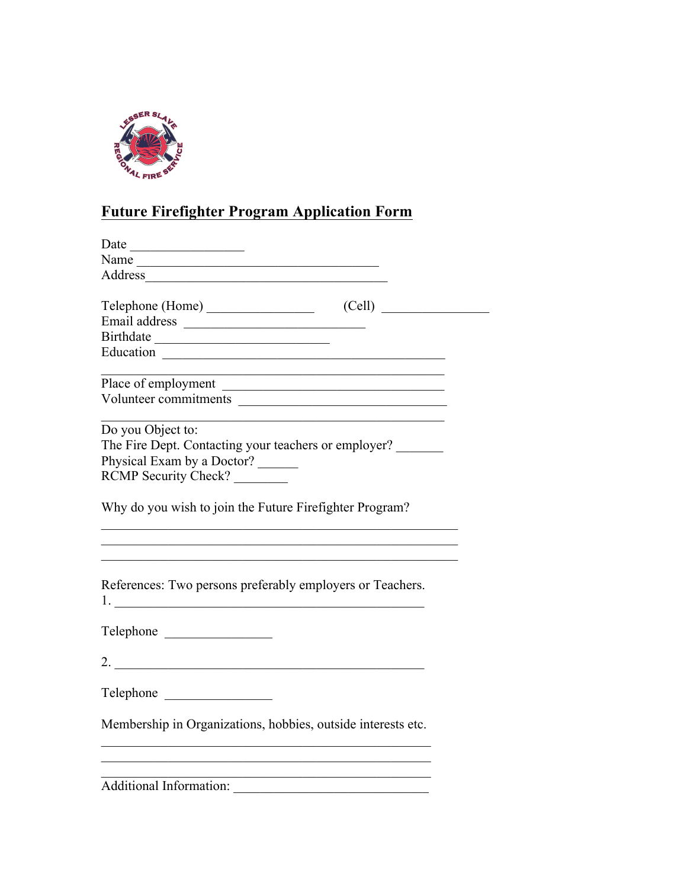## Future Firefighter Program Application Form

Date _________________
Name ____________________________________
Address____________________________________

Telephone (Home) ________________ (Cell) ________________
Email address ___________________________
Birthdate __________________________
Education __________________________________________
____________________________________________
Place of employment _________________________________
Volunteer commitments _______________________________
____________________________________________

Do you Object to:
The Fire Dept. Contacting your teachers or employer? _______
Physical Exam by a Doctor? ______
RCMP Security Check? ________

Why do you wish to join the Future Firefighter Program?

_____________________________________________________
_____________________________________________________
_____________________________________________________

References: Two persons preferably employers or Teachers.
1. _______________________________________________

Telephone ________________

2. _______________________________________________

Telephone ________________

Membership in Organizations, hobbies, outside interests etc.

_________________________________________________
_________________________________________________
_________________________________________________
Additional Information: _____________________________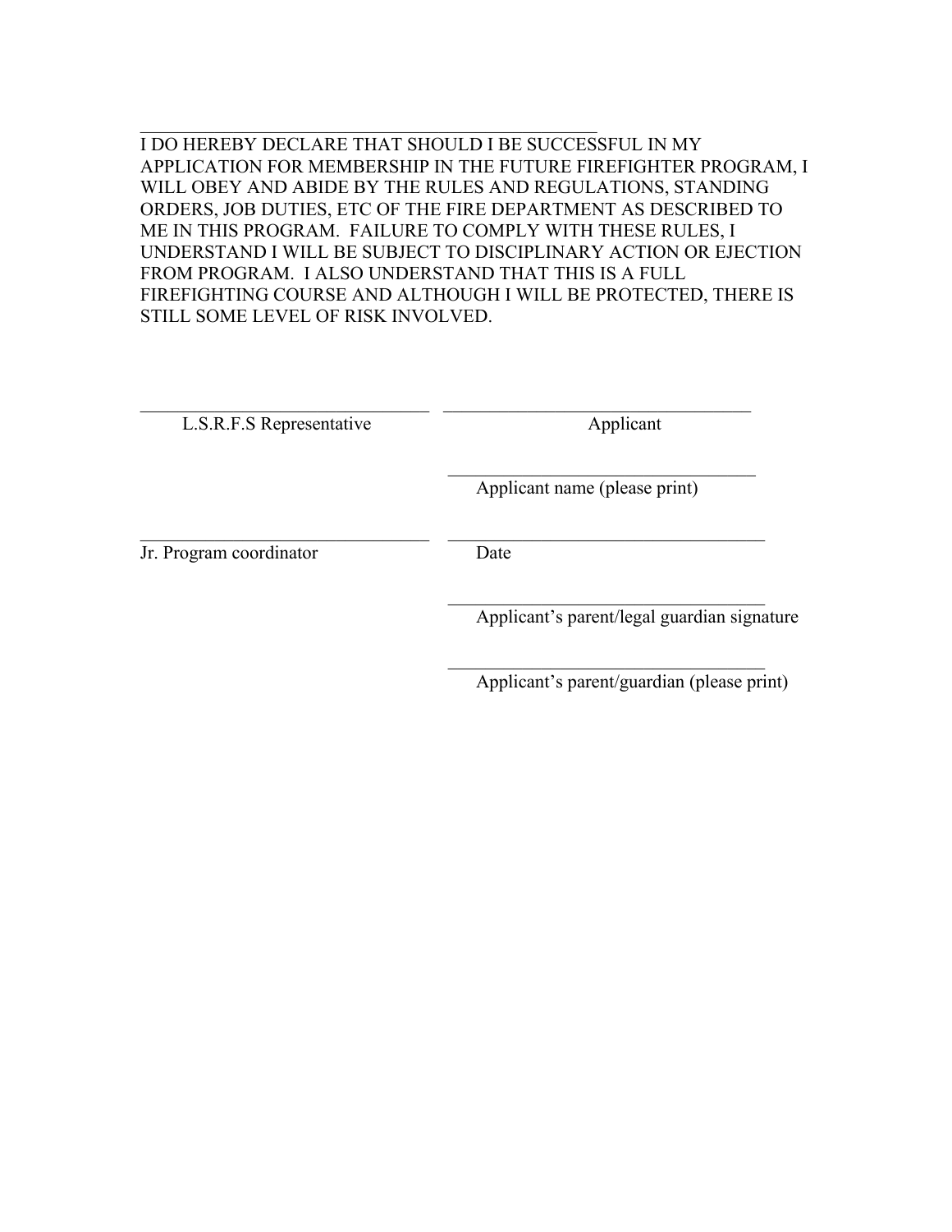\_\_\_\_\_\_\_\_\_\_\_\_\_\_\_\_\_\_\_\_\_\_\_\_\_\_\_\_\_\_\_\_\_\_\_\_\_\_\_\_\_\_

I DO HEREBY DECLARE THAT SHOULD I BE SUCCESSFUL IN MY APPLICATION FOR MEMBERSHIP IN THE FUTURE FIREFIGHTER PROGRAM, I WILL OBEY AND ABIDE BY THE RULES AND REGULATIONS, STANDING ORDERS, JOB DUTIES, ETC OF THE FIRE DEPARTMENT AS DESCRIBED TO ME IN THIS PROGRAM. FAILURE TO COMPLY WITH THESE RULES, I UNDERSTAND I WILL BE SUBJECT TO DISCIPLINARY ACTION OR EJECTION FROM PROGRAM. I ALSO UNDERSTAND THAT THIS IS A FULL FIREFIGHTING COURSE AND ALTHOUGH I WILL BE PROTECTED, THERE IS STILL SOME LEVEL OF RISK INVOLVED.

\_\_\_\_\_\_\_\_\_\_\_\_\_\_\_\_\_\_\_\_\_\_\_\_\_\_\_\_\_\_\_\_ L.S.R.F.S Representative

\_\_\_\_\_\_\_\_\_\_\_\_\_\_\_\_\_\_\_\_\_\_\_\_\_\_\_\_\_\_\_\_ Applicant

\_\_\_\_\_\_\_\_\_\_\_\_\_\_\_\_\_\_\_\_\_\_\_\_\_\_\_\_\_\_\_\_ Applicant name (please print)

\_\_\_\_\_\_\_\_\_\_\_\_\_\_\_\_\_\_\_\_\_\_\_\_\_\_\_\_\_\_\_\_ Jr. Program coordinator

\_\_\_\_\_\_\_\_\_\_\_\_\_\_\_\_\_\_\_\_\_\_\_\_\_\_\_\_\_\_\_\_ Date

\_\_\_\_\_\_\_\_\_\_\_\_\_\_\_\_\_\_\_\_\_\_\_\_\_\_\_\_\_\_\_\_ Applicant's parent/legal guardian signature

\_\_\_\_\_\_\_\_\_\_\_\_\_\_\_\_\_\_\_\_\_\_\_\_\_\_\_\_\_\_\_\_ Applicant's parent/guardian (please print)